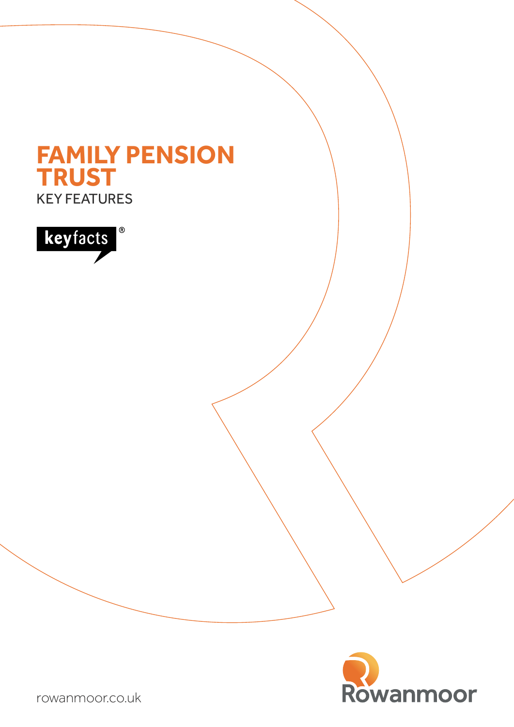# FAMILY PENSION TRUST

KEY FEATURES

keyfacts®

rowanmoor.co.uk

Rowanmoor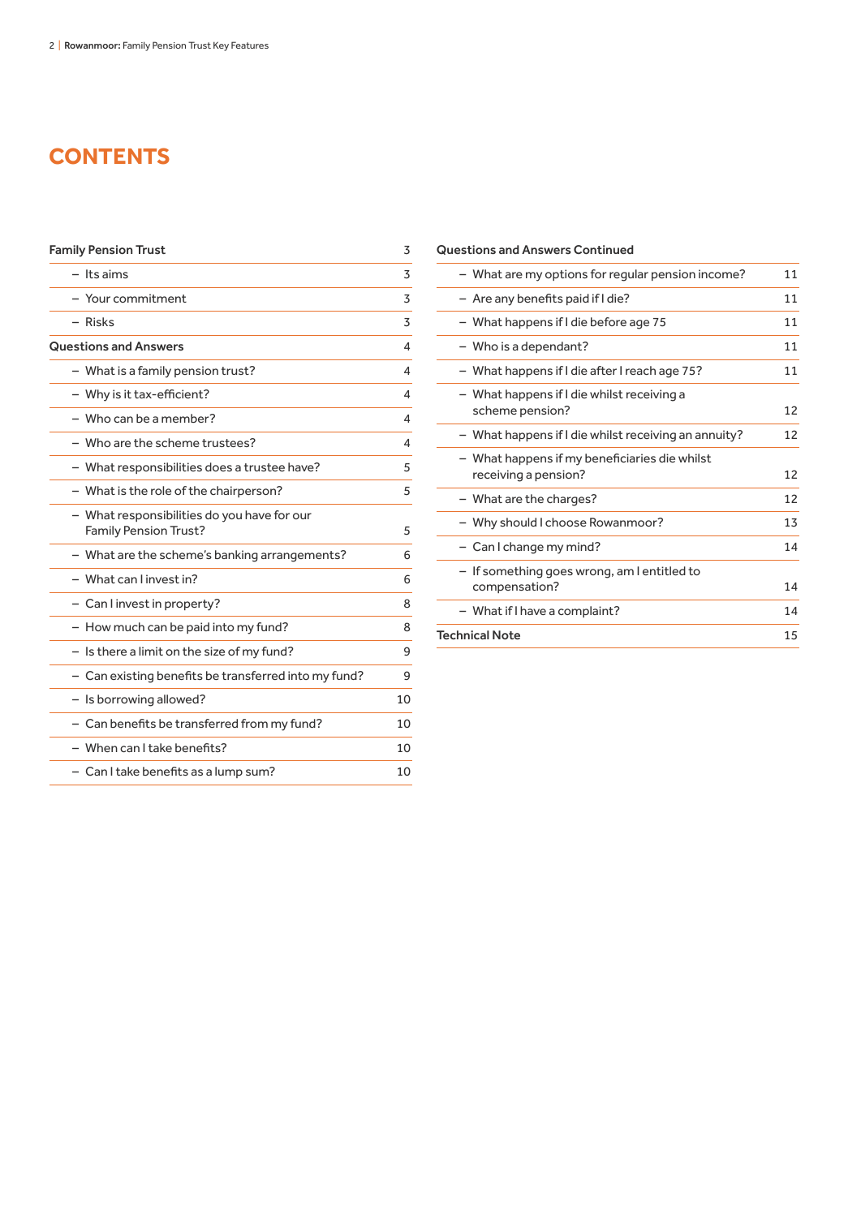# CONTENTS

| Section | Page |
|---|---|
| **Family Pension Trust** | 3 |
| – Its aims | 3 |
| – Your commitment | 3 |
| – Risks | 3 |
| **Questions and Answers** | 4 |
| – What is a family pension trust? | 4 |
| – Why is it tax-efficient? | 4 |
| – Who can be a member? | 4 |
| – Who are the scheme trustees? | 4 |
| – What responsibilities does a trustee have? | 5 |
| – What is the role of the chairperson? | 5 |
| – What responsibilities do you have for our Family Pension Trust? | 5 |
| – What are the scheme's banking arrangements? | 6 |
| – What can I invest in? | 6 |
| – Can I invest in property? | 8 |
| – How much can be paid into my fund? | 8 |
| – Is there a limit on the size of my fund? | 9 |
| – Can existing benefits be transferred into my fund? | 9 |
| – Is borrowing allowed? | 10 |
| – Can benefits be transferred from my fund? | 10 |
| – When can I take benefits? | 10 |
| – Can I take benefits as a lump sum? | 10 |
| **Questions and Answers Continued** | |
| – What are my options for regular pension income? | 11 |
| – Are any benefits paid if I die? | 11 |
| – What happens if I die before age 75 | 11 |
| – Who is a dependant? | 11 |
| – What happens if I die after I reach age 75? | 11 |
| – What happens if I die whilst receiving a scheme pension? | 12 |
| – What happens if I die whilst receiving an annuity? | 12 |
| – What happens if my beneficiaries die whilst receiving a pension? | 12 |
| – What are the charges? | 12 |
| – Why should I choose Rowanmoor? | 13 |
| – Can I change my mind? | 14 |
| – If something goes wrong, am I entitled to compensation? | 14 |
| – What if I have a complaint? | 14 |
| **Technical Note** | 15 |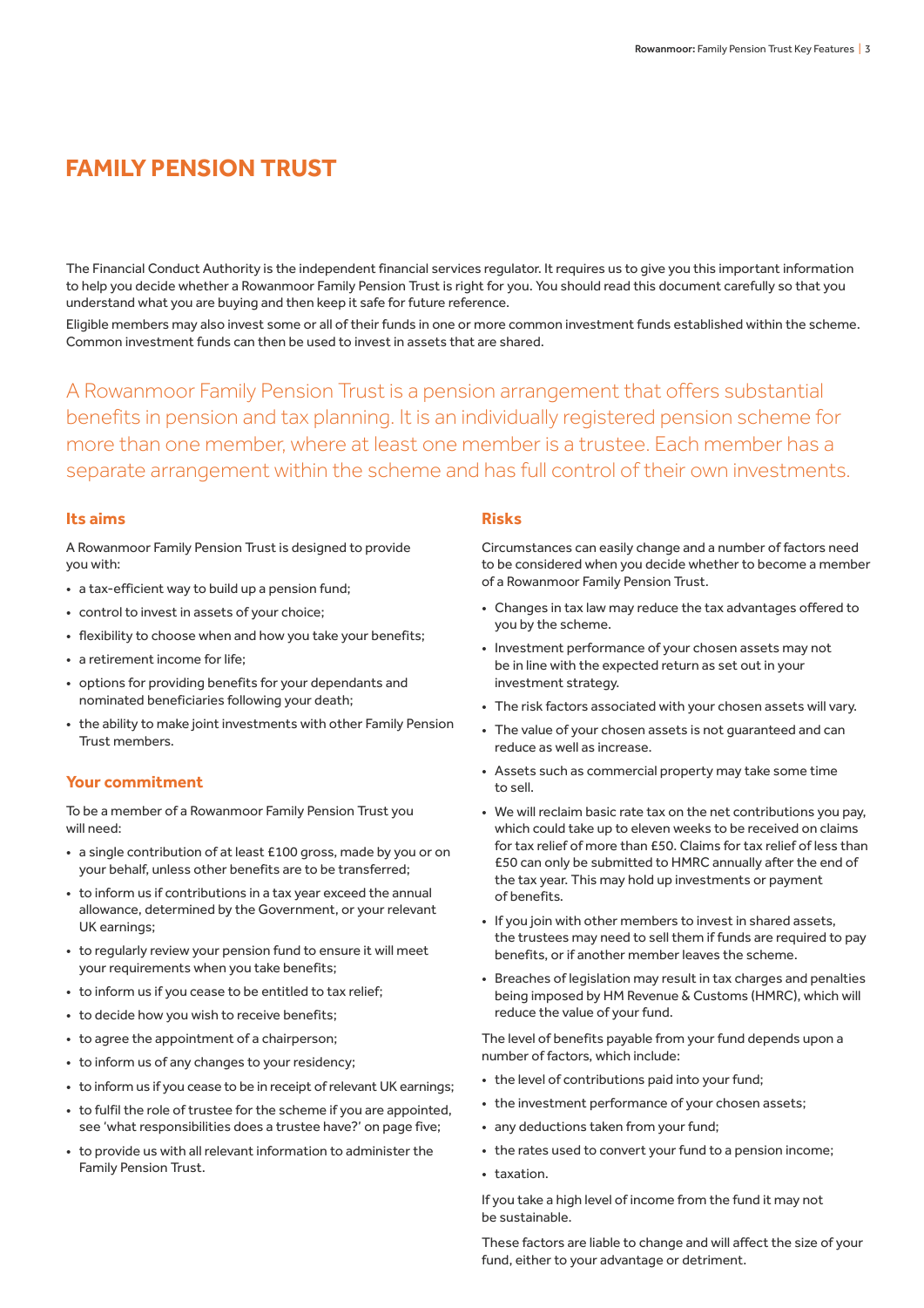# FAMILY PENSION TRUST

The Financial Conduct Authority is the independent financial services regulator. It requires us to give you this important information to help you decide whether a Rowanmoor Family Pension Trust is right for you. You should read this document carefully so that you understand what you are buying and then keep it safe for future reference.

Eligible members may also invest some or all of their funds in one or more common investment funds established within the scheme. Common investment funds can then be used to invest in assets that are shared.

A Rowanmoor Family Pension Trust is a pension arrangement that offers substantial benefits in pension and tax planning. It is an individually registered pension scheme for more than one member, where at least one member is a trustee. Each member has a separate arrangement within the scheme and has full control of their own investments.

## Its aims

A Rowanmoor Family Pension Trust is designed to provide you with:

- a tax-efficient way to build up a pension fund;
- control to invest in assets of your choice;
- flexibility to choose when and how you take your benefits;
- a retirement income for life;
- options for providing benefits for your dependants and nominated beneficiaries following your death;
- the ability to make joint investments with other Family Pension Trust members.

## Your commitment

To be a member of a Rowanmoor Family Pension Trust you will need:

- a single contribution of at least £100 gross, made by you or on your behalf, unless other benefits are to be transferred;
- to inform us if contributions in a tax year exceed the annual allowance, determined by the Government, or your relevant UK earnings;
- to regularly review your pension fund to ensure it will meet your requirements when you take benefits;
- to inform us if you cease to be entitled to tax relief;
- to decide how you wish to receive benefits;
- to agree the appointment of a chairperson;
- to inform us of any changes to your residency;
- to inform us if you cease to be in receipt of relevant UK earnings;
- to fulfil the role of trustee for the scheme if you are appointed, see 'what responsibilities does a trustee have?' on page five;
- to provide us with all relevant information to administer the Family Pension Trust.

## Risks

Circumstances can easily change and a number of factors need to be considered when you decide whether to become a member of a Rowanmoor Family Pension Trust.

- Changes in tax law may reduce the tax advantages offered to you by the scheme.
- Investment performance of your chosen assets may not be in line with the expected return as set out in your investment strategy.
- The risk factors associated with your chosen assets will vary.
- The value of your chosen assets is not guaranteed and can reduce as well as increase.
- Assets such as commercial property may take some time to sell.
- We will reclaim basic rate tax on the net contributions you pay, which could take up to eleven weeks to be received on claims for tax relief of more than £50. Claims for tax relief of less than £50 can only be submitted to HMRC annually after the end of the tax year. This may hold up investments or payment of benefits.
- If you join with other members to invest in shared assets, the trustees may need to sell them if funds are required to pay benefits, or if another member leaves the scheme.
- Breaches of legislation may result in tax charges and penalties being imposed by HM Revenue & Customs (HMRC), which will reduce the value of your fund.

The level of benefits payable from your fund depends upon a number of factors, which include:

- the level of contributions paid into your fund;
- the investment performance of your chosen assets;
- any deductions taken from your fund;
- the rates used to convert your fund to a pension income;
- taxation.

If you take a high level of income from the fund it may not be sustainable.

These factors are liable to change and will affect the size of your fund, either to your advantage or detriment.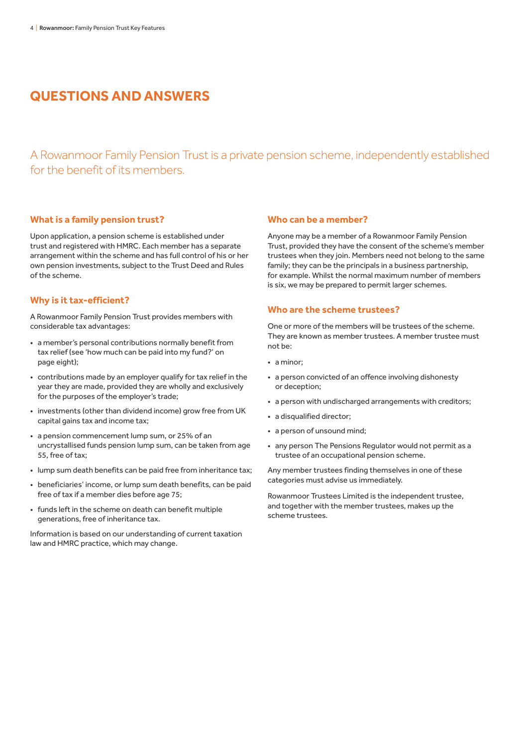# QUESTIONS AND ANSWERS

A Rowanmoor Family Pension Trust is a private pension scheme, independently established for the benefit of its members.

## What is a family pension trust?

Upon application, a pension scheme is established under trust and registered with HMRC. Each member has a separate arrangement within the scheme and has full control of his or her own pension investments, subject to the Trust Deed and Rules of the scheme.

## Why is it tax-efficient?

A Rowanmoor Family Pension Trust provides members with considerable tax advantages:

- a member's personal contributions normally benefit from tax relief (see 'how much can be paid into my fund?' on page eight);
- contributions made by an employer qualify for tax relief in the year they are made, provided they are wholly and exclusively for the purposes of the employer's trade;
- investments (other than dividend income) grow free from UK capital gains tax and income tax;
- a pension commencement lump sum, or 25% of an uncrystallised funds pension lump sum, can be taken from age 55, free of tax;
- lump sum death benefits can be paid free from inheritance tax;
- beneficiaries' income, or lump sum death benefits, can be paid free of tax if a member dies before age 75;
- funds left in the scheme on death can benefit multiple generations, free of inheritance tax.

Information is based on our understanding of current taxation law and HMRC practice, which may change.

## Who can be a member?

Anyone may be a member of a Rowanmoor Family Pension Trust, provided they have the consent of the scheme's member trustees when they join. Members need not belong to the same family; they can be the principals in a business partnership, for example. Whilst the normal maximum number of members is six, we may be prepared to permit larger schemes.

## Who are the scheme trustees?

One or more of the members will be trustees of the scheme. They are known as member trustees. A member trustee must not be:

- a minor;
- a person convicted of an offence involving dishonesty or deception;
- a person with undischarged arrangements with creditors;
- a disqualified director;
- a person of unsound mind;
- any person The Pensions Regulator would not permit as a trustee of an occupational pension scheme.

Any member trustees finding themselves in one of these categories must advise us immediately.

Rowanmoor Trustees Limited is the independent trustee, and together with the member trustees, makes up the scheme trustees.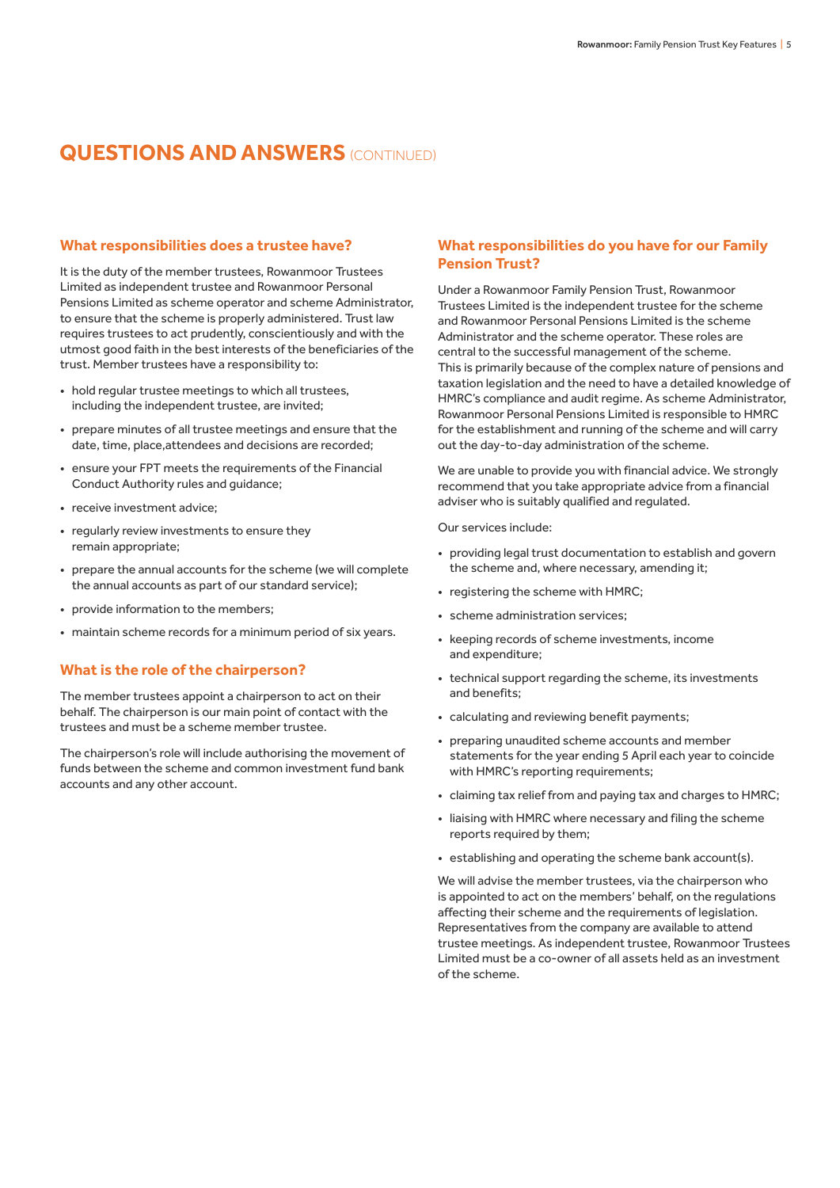# QUESTIONS AND ANSWERS (CONTINUED)

## What responsibilities does a trustee have?

It is the duty of the member trustees, Rowanmoor Trustees Limited as independent trustee and Rowanmoor Personal Pensions Limited as scheme operator and scheme Administrator, to ensure that the scheme is properly administered. Trust law requires trustees to act prudently, conscientiously and with the utmost good faith in the best interests of the beneficiaries of the trust. Member trustees have a responsibility to:

- hold regular trustee meetings to which all trustees, including the independent trustee, are invited;
- prepare minutes of all trustee meetings and ensure that the date, time, place,attendees and decisions are recorded;
- ensure your FPT meets the requirements of the Financial Conduct Authority rules and guidance;
- receive investment advice;
- regularly review investments to ensure they remain appropriate;
- prepare the annual accounts for the scheme (we will complete the annual accounts as part of our standard service);
- provide information to the members;
- maintain scheme records for a minimum period of six years.

## What is the role of the chairperson?

The member trustees appoint a chairperson to act on their behalf. The chairperson is our main point of contact with the trustees and must be a scheme member trustee.

The chairperson's role will include authorising the movement of funds between the scheme and common investment fund bank accounts and any other account.

## What responsibilities do you have for our Family Pension Trust?

Under a Rowanmoor Family Pension Trust, Rowanmoor Trustees Limited is the independent trustee for the scheme and Rowanmoor Personal Pensions Limited is the scheme Administrator and the scheme operator. These roles are central to the successful management of the scheme. This is primarily because of the complex nature of pensions and taxation legislation and the need to have a detailed knowledge of HMRC's compliance and audit regime. As scheme Administrator, Rowanmoor Personal Pensions Limited is responsible to HMRC for the establishment and running of the scheme and will carry out the day-to-day administration of the scheme.

We are unable to provide you with financial advice. We strongly recommend that you take appropriate advice from a financial adviser who is suitably qualified and regulated.

Our services include:

- providing legal trust documentation to establish and govern the scheme and, where necessary, amending it;
- registering the scheme with HMRC;
- scheme administration services;
- keeping records of scheme investments, income and expenditure;
- technical support regarding the scheme, its investments and benefits;
- calculating and reviewing benefit payments;
- preparing unaudited scheme accounts and member statements for the year ending 5 April each year to coincide with HMRC's reporting requirements;
- claiming tax relief from and paying tax and charges to HMRC;
- liaising with HMRC where necessary and filing the scheme reports required by them;
- establishing and operating the scheme bank account(s).

We will advise the member trustees, via the chairperson who is appointed to act on the members' behalf, on the regulations affecting their scheme and the requirements of legislation. Representatives from the company are available to attend trustee meetings. As independent trustee, Rowanmoor Trustees Limited must be a co-owner of all assets held as an investment of the scheme.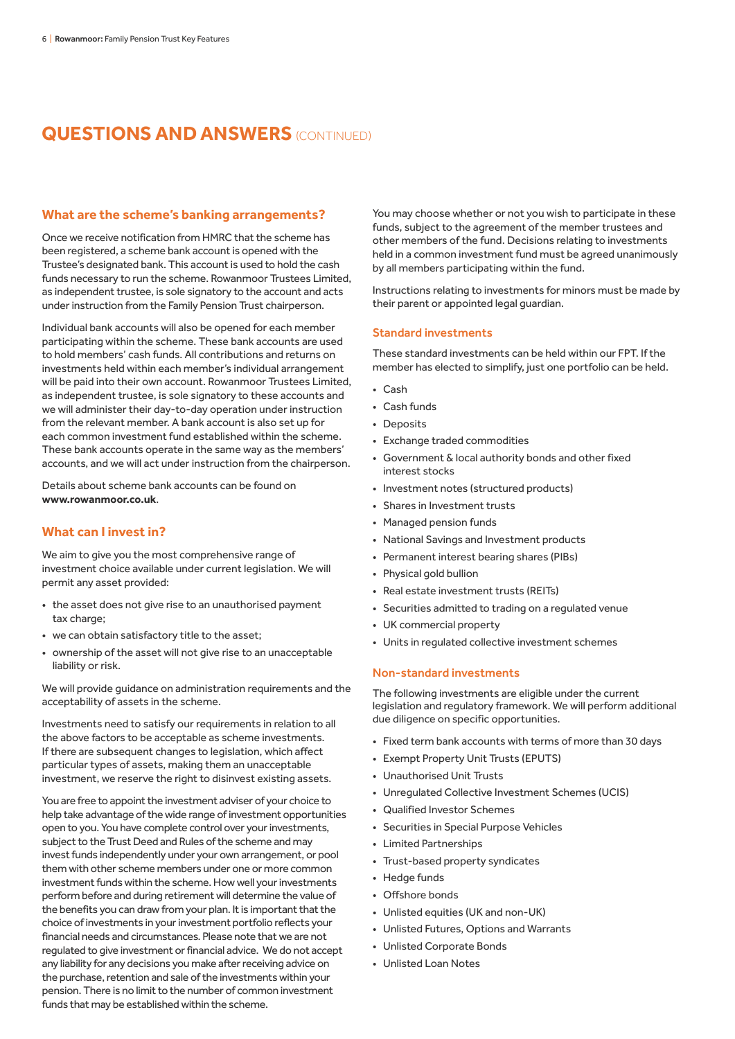# QUESTIONS AND ANSWERS (CONTINUED)

## What are the scheme's banking arrangements?

Once we receive notification from HMRC that the scheme has been registered, a scheme bank account is opened with the Trustee's designated bank. This account is used to hold the cash funds necessary to run the scheme. Rowanmoor Trustees Limited, as independent trustee, is sole signatory to the account and acts under instruction from the Family Pension Trust chairperson.

Individual bank accounts will also be opened for each member participating within the scheme. These bank accounts are used to hold members' cash funds. All contributions and returns on investments held within each member's individual arrangement will be paid into their own account. Rowanmoor Trustees Limited, as independent trustee, is sole signatory to these accounts and we will administer their day-to-day operation under instruction from the relevant member. A bank account is also set up for each common investment fund established within the scheme. These bank accounts operate in the same way as the members' accounts, and we will act under instruction from the chairperson.

Details about scheme bank accounts can be found on **www.rowanmoor.co.uk**.

## What can I invest in?

We aim to give you the most comprehensive range of investment choice available under current legislation. We will permit any asset provided:

- the asset does not give rise to an unauthorised payment tax charge;
- we can obtain satisfactory title to the asset;
- ownership of the asset will not give rise to an unacceptable liability or risk.

We will provide guidance on administration requirements and the acceptability of assets in the scheme.

Investments need to satisfy our requirements in relation to all the above factors to be acceptable as scheme investments. If there are subsequent changes to legislation, which affect particular types of assets, making them an unacceptable investment, we reserve the right to disinvest existing assets.

You are free to appoint the investment adviser of your choice to help take advantage of the wide range of investment opportunities open to you. You have complete control over your investments, subject to the Trust Deed and Rules of the scheme and may invest funds independently under your own arrangement, or pool them with other scheme members under one or more common investment funds within the scheme. How well your investments perform before and during retirement will determine the value of the benefits you can draw from your plan. It is important that the choice of investments in your investment portfolio reflects your financial needs and circumstances. Please note that we are not regulated to give investment or financial advice. We do not accept any liability for any decisions you make after receiving advice on the purchase, retention and sale of the investments within your pension. There is no limit to the number of common investment funds that may be established within the scheme.

You may choose whether or not you wish to participate in these funds, subject to the agreement of the member trustees and other members of the fund. Decisions relating to investments held in a common investment fund must be agreed unanimously by all members participating within the fund.

Instructions relating to investments for minors must be made by their parent or appointed legal guardian.

### Standard investments

These standard investments can be held within our FPT. If the member has elected to simplify, just one portfolio can be held.

- Cash
- Cash funds
- Deposits
- Exchange traded commodities
- Government & local authority bonds and other fixed interest stocks
- Investment notes (structured products)
- Shares in Investment trusts
- Managed pension funds
- National Savings and Investment products
- Permanent interest bearing shares (PIBs)
- Physical gold bullion
- Real estate investment trusts (REITs)
- Securities admitted to trading on a regulated venue
- UK commercial property
- Units in regulated collective investment schemes

### Non-standard investments

The following investments are eligible under the current legislation and regulatory framework. We will perform additional due diligence on specific opportunities.

- Fixed term bank accounts with terms of more than 30 days
- Exempt Property Unit Trusts (EPUTS)
- Unauthorised Unit Trusts
- Unregulated Collective Investment Schemes (UCIS)
- Qualified Investor Schemes
- Securities in Special Purpose Vehicles
- Limited Partnerships
- Trust-based property syndicates
- Hedge funds
- Offshore bonds
- Unlisted equities (UK and non-UK)
- Unlisted Futures, Options and Warrants
- Unlisted Corporate Bonds
- Unlisted Loan Notes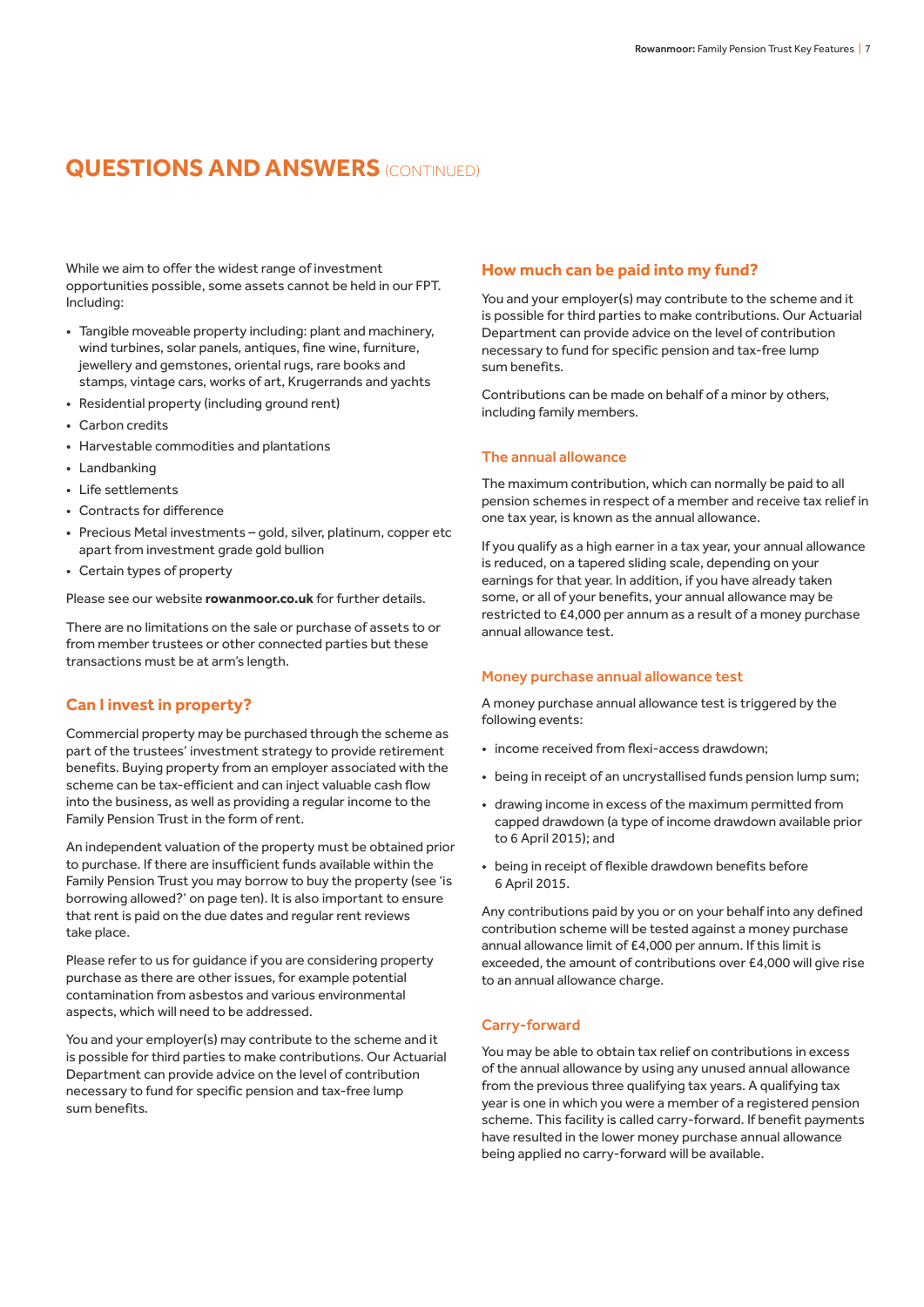# QUESTIONS AND ANSWERS (CONTINUED)

While we aim to offer the widest range of investment opportunities possible, some assets cannot be held in our FPT. Including:

- Tangible moveable property including: plant and machinery, wind turbines, solar panels, antiques, fine wine, furniture, jewellery and gemstones, oriental rugs, rare books and stamps, vintage cars, works of art, Krugerrands and yachts
- Residential property (including ground rent)
- Carbon credits
- Harvestable commodities and plantations
- Landbanking
- Life settlements
- Contracts for difference
- Precious Metal investments – gold, silver, platinum, copper etc apart from investment grade gold bullion
- Certain types of property

Please see our website **rowanmoor.co.uk** for further details.

There are no limitations on the sale or purchase of assets to or from member trustees or other connected parties but these transactions must be at arm's length.

## Can I invest in property?

Commercial property may be purchased through the scheme as part of the trustees' investment strategy to provide retirement benefits. Buying property from an employer associated with the scheme can be tax-efficient and can inject valuable cash flow into the business, as well as providing a regular income to the Family Pension Trust in the form of rent.

An independent valuation of the property must be obtained prior to purchase. If there are insufficient funds available within the Family Pension Trust you may borrow to buy the property (see 'is borrowing allowed?' on page ten). It is also important to ensure that rent is paid on the due dates and regular rent reviews take place.

Please refer to us for guidance if you are considering property purchase as there are other issues, for example potential contamination from asbestos and various environmental aspects, which will need to be addressed.

You and your employer(s) may contribute to the scheme and it is possible for third parties to make contributions. Our Actuarial Department can provide advice on the level of contribution necessary to fund for specific pension and tax-free lump sum benefits.

## How much can be paid into my fund?

You and your employer(s) may contribute to the scheme and it is possible for third parties to make contributions. Our Actuarial Department can provide advice on the level of contribution necessary to fund for specific pension and tax-free lump sum benefits.

Contributions can be made on behalf of a minor by others, including family members.

### The annual allowance

The maximum contribution, which can normally be paid to all pension schemes in respect of a member and receive tax relief in one tax year, is known as the annual allowance.

If you qualify as a high earner in a tax year, your annual allowance is reduced, on a tapered sliding scale, depending on your earnings for that year. In addition, if you have already taken some, or all of your benefits, your annual allowance may be restricted to £4,000 per annum as a result of a money purchase annual allowance test.

### Money purchase annual allowance test

A money purchase annual allowance test is triggered by the following events:

- income received from flexi-access drawdown;
- being in receipt of an uncrystallised funds pension lump sum;
- drawing income in excess of the maximum permitted from capped drawdown (a type of income drawdown available prior to 6 April 2015); and
- being in receipt of flexible drawdown benefits before 6 April 2015.

Any contributions paid by you or on your behalf into any defined contribution scheme will be tested against a money purchase annual allowance limit of £4,000 per annum. If this limit is exceeded, the amount of contributions over £4,000 will give rise to an annual allowance charge.

### Carry-forward

You may be able to obtain tax relief on contributions in excess of the annual allowance by using any unused annual allowance from the previous three qualifying tax years. A qualifying tax year is one in which you were a member of a registered pension scheme. This facility is called carry-forward. If benefit payments have resulted in the lower money purchase annual allowance being applied no carry-forward will be available.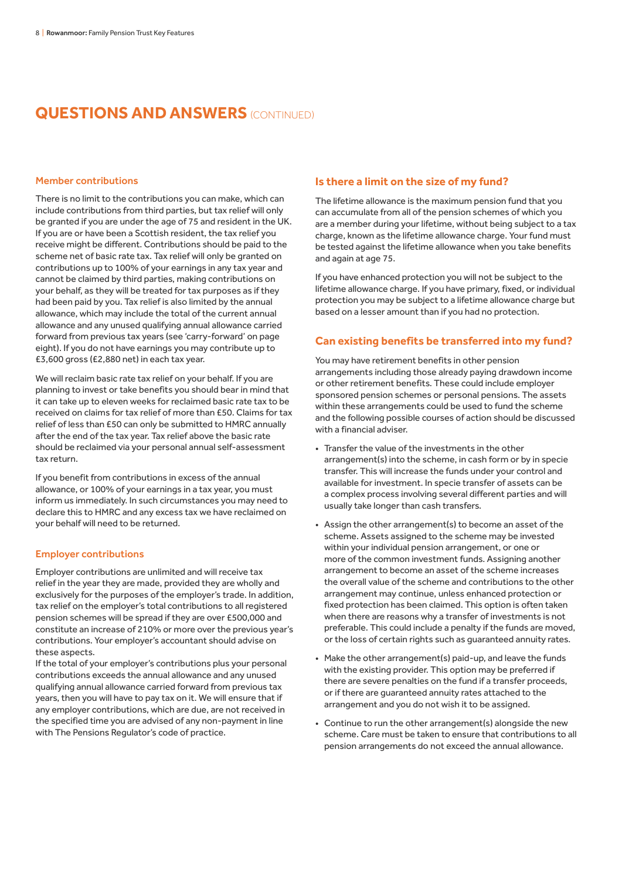## QUESTIONS AND ANSWERS (CONTINUED)

### Member contributions

There is no limit to the contributions you can make, which can include contributions from third parties, but tax relief will only be granted if you are under the age of 75 and resident in the UK. If you are or have been a Scottish resident, the tax relief you receive might be different. Contributions should be paid to the scheme net of basic rate tax. Tax relief will only be granted on contributions up to 100% of your earnings in any tax year and cannot be claimed by third parties, making contributions on your behalf, as they will be treated for tax purposes as if they had been paid by you. Tax relief is also limited by the annual allowance, which may include the total of the current annual allowance and any unused qualifying annual allowance carried forward from previous tax years (see 'carry-forward' on page eight). If you do not have earnings you may contribute up to £3,600 gross (£2,880 net) in each tax year.

We will reclaim basic rate tax relief on your behalf. If you are planning to invest or take benefits you should bear in mind that it can take up to eleven weeks for reclaimed basic rate tax to be received on claims for tax relief of more than £50. Claims for tax relief of less than £50 can only be submitted to HMRC annually after the end of the tax year. Tax relief above the basic rate should be reclaimed via your personal annual self-assessment tax return.

If you benefit from contributions in excess of the annual allowance, or 100% of your earnings in a tax year, you must inform us immediately. In such circumstances you may need to declare this to HMRC and any excess tax we have reclaimed on your behalf will need to be returned.

### Employer contributions

Employer contributions are unlimited and will receive tax relief in the year they are made, provided they are wholly and exclusively for the purposes of the employer's trade. In addition, tax relief on the employer's total contributions to all registered pension schemes will be spread if they are over £500,000 and constitute an increase of 210% or more over the previous year's contributions. Your employer's accountant should advise on these aspects.

If the total of your employer's contributions plus your personal contributions exceeds the annual allowance and any unused qualifying annual allowance carried forward from previous tax years, then you will have to pay tax on it. We will ensure that if any employer contributions, which are due, are not received in the specified time you are advised of any non-payment in line with The Pensions Regulator's code of practice.

### Is there a limit on the size of my fund?

The lifetime allowance is the maximum pension fund that you can accumulate from all of the pension schemes of which you are a member during your lifetime, without being subject to a tax charge, known as the lifetime allowance charge. Your fund must be tested against the lifetime allowance when you take benefits and again at age 75.

If you have enhanced protection you will not be subject to the lifetime allowance charge. If you have primary, fixed, or individual protection you may be subject to a lifetime allowance charge but based on a lesser amount than if you had no protection.

### Can existing benefits be transferred into my fund?

You may have retirement benefits in other pension arrangements including those already paying drawdown income or other retirement benefits. These could include employer sponsored pension schemes or personal pensions. The assets within these arrangements could be used to fund the scheme and the following possible courses of action should be discussed with a financial adviser.

- Transfer the value of the investments in the other arrangement(s) into the scheme, in cash form or by in specie transfer. This will increase the funds under your control and available for investment. In specie transfer of assets can be a complex process involving several different parties and will usually take longer than cash transfers.
- Assign the other arrangement(s) to become an asset of the scheme. Assets assigned to the scheme may be invested within your individual pension arrangement, or one or more of the common investment funds. Assigning another arrangement to become an asset of the scheme increases the overall value of the scheme and contributions to the other arrangement may continue, unless enhanced protection or fixed protection has been claimed. This option is often taken when there are reasons why a transfer of investments is not preferable. This could include a penalty if the funds are moved, or the loss of certain rights such as guaranteed annuity rates.
- Make the other arrangement(s) paid-up, and leave the funds with the existing provider. This option may be preferred if there are severe penalties on the fund if a transfer proceeds, or if there are guaranteed annuity rates attached to the arrangement and you do not wish it to be assigned.
- Continue to run the other arrangement(s) alongside the new scheme. Care must be taken to ensure that contributions to all pension arrangements do not exceed the annual allowance.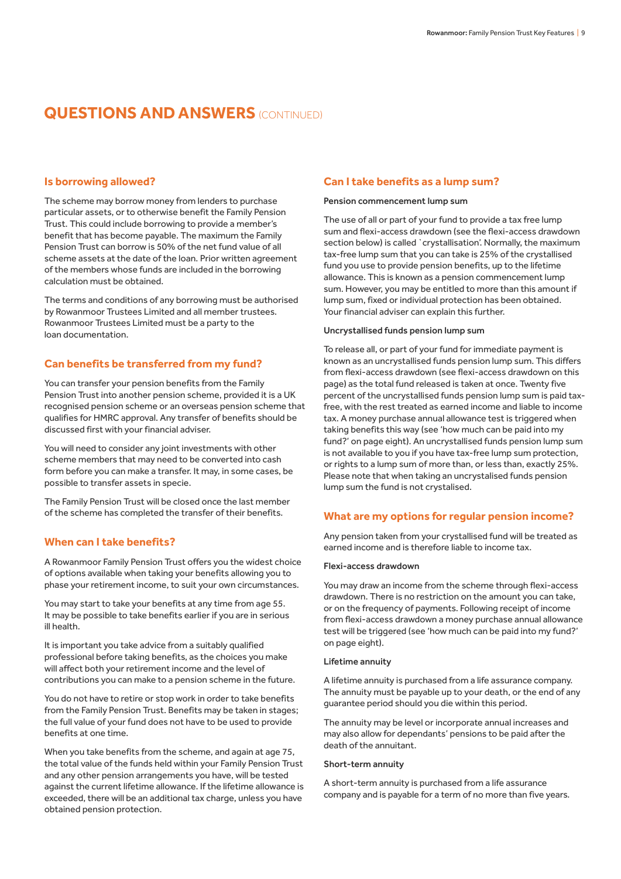# QUESTIONS AND ANSWERS (CONTINUED)

## Is borrowing allowed?

The scheme may borrow money from lenders to purchase particular assets, or to otherwise benefit the Family Pension Trust. This could include borrowing to provide a member's benefit that has become payable. The maximum the Family Pension Trust can borrow is 50% of the net fund value of all scheme assets at the date of the loan. Prior written agreement of the members whose funds are included in the borrowing calculation must be obtained.

The terms and conditions of any borrowing must be authorised by Rowanmoor Trustees Limited and all member trustees. Rowanmoor Trustees Limited must be a party to the loan documentation.

## Can benefits be transferred from my fund?

You can transfer your pension benefits from the Family Pension Trust into another pension scheme, provided it is a UK recognised pension scheme or an overseas pension scheme that qualifies for HMRC approval. Any transfer of benefits should be discussed first with your financial adviser.

You will need to consider any joint investments with other scheme members that may need to be converted into cash form before you can make a transfer. It may, in some cases, be possible to transfer assets in specie.

The Family Pension Trust will be closed once the last member of the scheme has completed the transfer of their benefits.

## When can I take benefits?

A Rowanmoor Family Pension Trust offers you the widest choice of options available when taking your benefits allowing you to phase your retirement income, to suit your own circumstances.

You may start to take your benefits at any time from age 55. It may be possible to take benefits earlier if you are in serious ill health.

It is important you take advice from a suitably qualified professional before taking benefits, as the choices you make will affect both your retirement income and the level of contributions you can make to a pension scheme in the future.

You do not have to retire or stop work in order to take benefits from the Family Pension Trust. Benefits may be taken in stages; the full value of your fund does not have to be used to provide benefits at one time.

When you take benefits from the scheme, and again at age 75, the total value of the funds held within your Family Pension Trust and any other pension arrangements you have, will be tested against the current lifetime allowance. If the lifetime allowance is exceeded, there will be an additional tax charge, unless you have obtained pension protection.

## Can I take benefits as a lump sum?

### Pension commencement lump sum

The use of all or part of your fund to provide a tax free lump sum and flexi-access drawdown (see the flexi-access drawdown section below) is called `crystallisation'. Normally, the maximum tax-free lump sum that you can take is 25% of the crystallised fund you use to provide pension benefits, up to the lifetime allowance. This is known as a pension commencement lump sum. However, you may be entitled to more than this amount if lump sum, fixed or individual protection has been obtained. Your financial adviser can explain this further.

### Uncrystallised funds pension lump sum

To release all, or part of your fund for immediate payment is known as an uncrystallised funds pension lump sum. This differs from flexi-access drawdown (see flexi-access drawdown on this page) as the total fund released is taken at once. Twenty five percent of the uncrystallised funds pension lump sum is paid tax-free, with the rest treated as earned income and liable to income tax. A money purchase annual allowance test is triggered when taking benefits this way (see 'how much can be paid into my fund?' on page eight). An uncrystallised funds pension lump sum is not available to you if you have tax-free lump sum protection, or rights to a lump sum of more than, or less than, exactly 25%. Please note that when taking an uncrystalised funds pension lump sum the fund is not crystalised.

## What are my options for regular pension income?

Any pension taken from your crystallised fund will be treated as earned income and is therefore liable to income tax.

### Flexi-access drawdown

You may draw an income from the scheme through flexi-access drawdown. There is no restriction on the amount you can take, or on the frequency of payments. Following receipt of income from flexi-access drawdown a money purchase annual allowance test will be triggered (see 'how much can be paid into my fund?' on page eight).

### Lifetime annuity

A lifetime annuity is purchased from a life assurance company. The annuity must be payable up to your death, or the end of any guarantee period should you die within this period.

The annuity may be level or incorporate annual increases and may also allow for dependants' pensions to be paid after the death of the annuitant.

### Short-term annuity

A short-term annuity is purchased from a life assurance company and is payable for a term of no more than five years.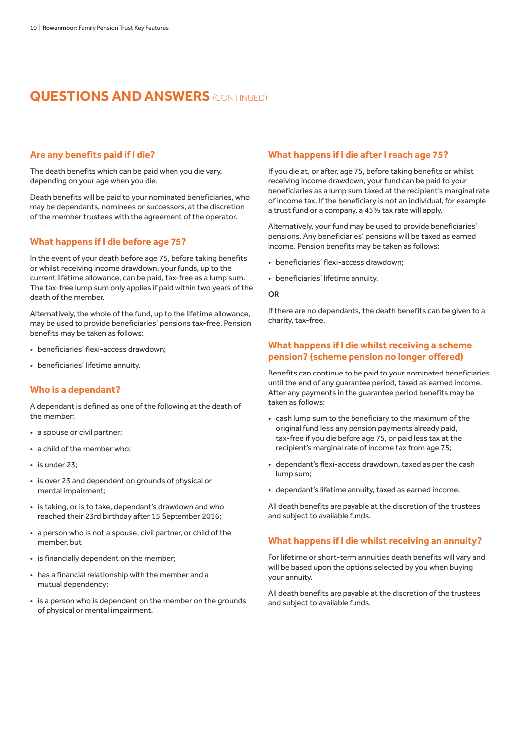## QUESTIONS AND ANSWERS (CONTINUED)

### Are any benefits paid if I die?

The death benefits which can be paid when you die vary, depending on your age when you die.

Death benefits will be paid to your nominated beneficiaries, who may be dependants, nominees or successors, at the discretion of the member trustees with the agreement of the operator.

### What happens if I die before age 75?

In the event of your death before age 75, before taking benefits or whilst receiving income drawdown, your funds, up to the current lifetime allowance, can be paid, tax-free as a lump sum. The tax-free lump sum only applies if paid within two years of the death of the member.

Alternatively, the whole of the fund, up to the lifetime allowance, may be used to provide beneficiaries' pensions tax-free. Pension benefits may be taken as follows:

- beneficiaries' flexi-access drawdown;
- beneficiaries' lifetime annuity.

### Who is a dependant?

A dependant is defined as one of the following at the death of the member:

- a spouse or civil partner;
- a child of the member who;
- is under 23;
- is over 23 and dependent on grounds of physical or mental impairment;
- is taking, or is to take, dependant's drawdown and who reached their 23rd birthday after 15 September 2016;
- a person who is not a spouse, civil partner, or child of the member, but
- is financially dependent on the member;
- has a financial relationship with the member and a mutual dependency;
- is a person who is dependent on the member on the grounds of physical or mental impairment.

### What happens if I die after I reach age 75?

If you die at, or after, age 75, before taking benefits or whilst receiving income drawdown, your fund can be paid to your beneficiaries as a lump sum taxed at the recipient's marginal rate of income tax. If the beneficiary is not an individual, for example a trust fund or a company, a 45% tax rate will apply.

Alternatively, your fund may be used to provide beneficiaries' pensions. Any beneficiaries' pensions will be taxed as earned income. Pension benefits may be taken as follows:

- beneficiaries' flexi-access drawdown;
- beneficiaries' lifetime annuity.

**OR**

If there are no dependants, the death benefits can be given to a charity, tax-free.

### What happens if I die whilst receiving a scheme pension? (scheme pension no longer offered)

Benefits can continue to be paid to your nominated beneficiaries until the end of any guarantee period, taxed as earned income. After any payments in the guarantee period benefits may be taken as follows:

- cash lump sum to the beneficiary to the maximum of the original fund less any pension payments already paid, tax-free if you die before age 75, or paid less tax at the recipient's marginal rate of income tax from age 75;
- dependant's flexi-access drawdown, taxed as per the cash lump sum;
- dependant's lifetime annuity, taxed as earned income.

All death benefits are payable at the discretion of the trustees and subject to available funds.

### What happens if I die whilst receiving an annuity?

For lifetime or short-term annuities death benefits will vary and will be based upon the options selected by you when buying your annuity.

All death benefits are payable at the discretion of the trustees and subject to available funds.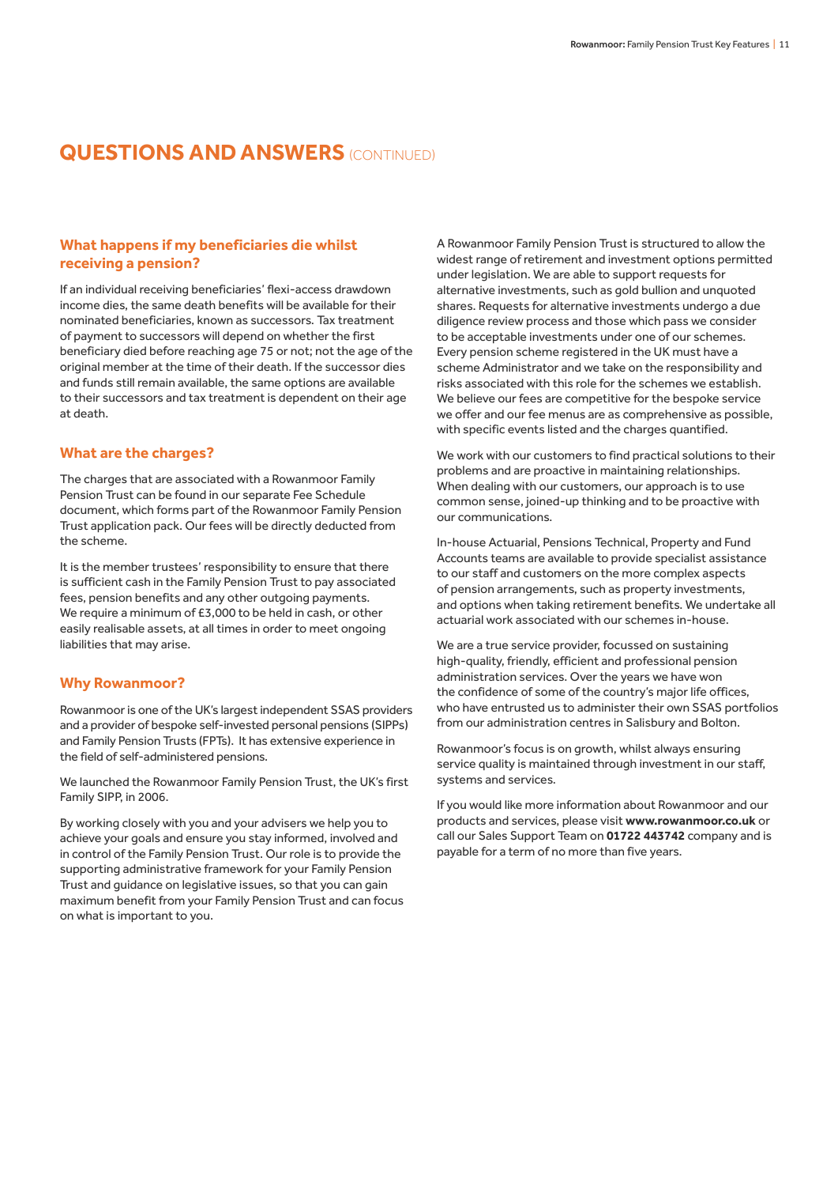# QUESTIONS AND ANSWERS (CONTINUED)

## What happens if my beneficiaries die whilst receiving a pension?

If an individual receiving beneficiaries' flexi-access drawdown income dies, the same death benefits will be available for their nominated beneficiaries, known as successors. Tax treatment of payment to successors will depend on whether the first beneficiary died before reaching age 75 or not; not the age of the original member at the time of their death. If the successor dies and funds still remain available, the same options are available to their successors and tax treatment is dependent on their age at death.

## What are the charges?

The charges that are associated with a Rowanmoor Family Pension Trust can be found in our separate Fee Schedule document, which forms part of the Rowanmoor Family Pension Trust application pack. Our fees will be directly deducted from the scheme.

It is the member trustees' responsibility to ensure that there is sufficient cash in the Family Pension Trust to pay associated fees, pension benefits and any other outgoing payments. We require a minimum of £3,000 to be held in cash, or other easily realisable assets, at all times in order to meet ongoing liabilities that may arise.

## Why Rowanmoor?

Rowanmoor is one of the UK's largest independent SSAS providers and a provider of bespoke self-invested personal pensions (SIPPs) and Family Pension Trusts (FPTs). It has extensive experience in the field of self-administered pensions.

We launched the Rowanmoor Family Pension Trust, the UK's first Family SIPP, in 2006.

By working closely with you and your advisers we help you to achieve your goals and ensure you stay informed, involved and in control of the Family Pension Trust. Our role is to provide the supporting administrative framework for your Family Pension Trust and guidance on legislative issues, so that you can gain maximum benefit from your Family Pension Trust and can focus on what is important to you.

A Rowanmoor Family Pension Trust is structured to allow the widest range of retirement and investment options permitted under legislation. We are able to support requests for alternative investments, such as gold bullion and unquoted shares. Requests for alternative investments undergo a due diligence review process and those which pass we consider to be acceptable investments under one of our schemes. Every pension scheme registered in the UK must have a scheme Administrator and we take on the responsibility and risks associated with this role for the schemes we establish. We believe our fees are competitive for the bespoke service we offer and our fee menus are as comprehensive as possible, with specific events listed and the charges quantified.

We work with our customers to find practical solutions to their problems and are proactive in maintaining relationships. When dealing with our customers, our approach is to use common sense, joined-up thinking and to be proactive with our communications.

In-house Actuarial, Pensions Technical, Property and Fund Accounts teams are available to provide specialist assistance to our staff and customers on the more complex aspects of pension arrangements, such as property investments, and options when taking retirement benefits. We undertake all actuarial work associated with our schemes in-house.

We are a true service provider, focussed on sustaining high-quality, friendly, efficient and professional pension administration services. Over the years we have won the confidence of some of the country's major life offices, who have entrusted us to administer their own SSAS portfolios from our administration centres in Salisbury and Bolton.

Rowanmoor's focus is on growth, whilst always ensuring service quality is maintained through investment in our staff, systems and services.

If you would like more information about Rowanmoor and our products and services, please visit **www.rowanmoor.co.uk** or call our Sales Support Team on **01722 443742** company and is payable for a term of no more than five years.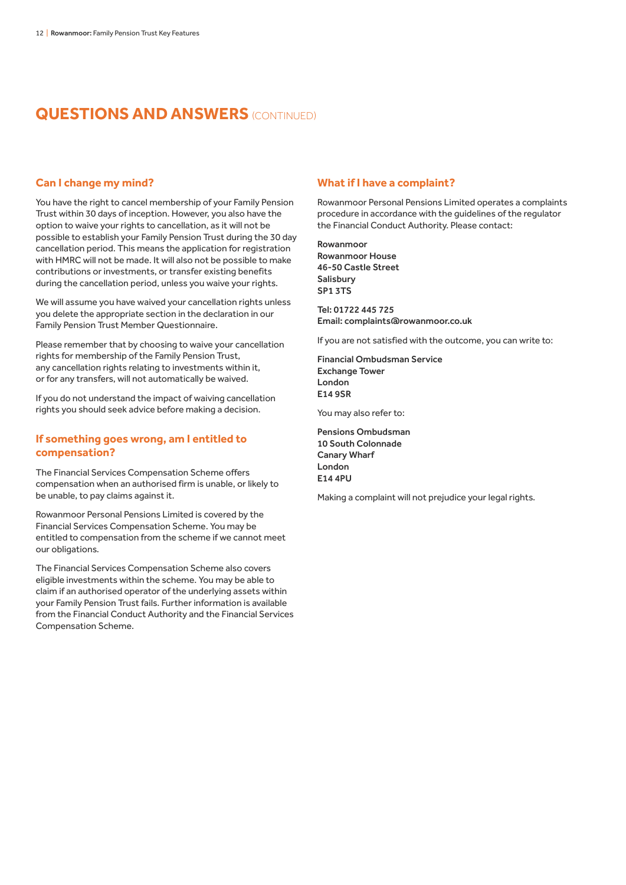## QUESTIONS AND ANSWERS (CONTINUED)

### Can I change my mind?

You have the right to cancel membership of your Family Pension Trust within 30 days of inception. However, you also have the option to waive your rights to cancellation, as it will not be possible to establish your Family Pension Trust during the 30 day cancellation period. This means the application for registration with HMRC will not be made. It will also not be possible to make contributions or investments, or transfer existing benefits during the cancellation period, unless you waive your rights.

We will assume you have waived your cancellation rights unless you delete the appropriate section in the declaration in our Family Pension Trust Member Questionnaire.

Please remember that by choosing to waive your cancellation rights for membership of the Family Pension Trust, any cancellation rights relating to investments within it, or for any transfers, will not automatically be waived.

If you do not understand the impact of waiving cancellation rights you should seek advice before making a decision.

### If something goes wrong, am I entitled to compensation?

The Financial Services Compensation Scheme offers compensation when an authorised firm is unable, or likely to be unable, to pay claims against it.

Rowanmoor Personal Pensions Limited is covered by the Financial Services Compensation Scheme. You may be entitled to compensation from the scheme if we cannot meet our obligations.

The Financial Services Compensation Scheme also covers eligible investments within the scheme. You may be able to claim if an authorised operator of the underlying assets within your Family Pension Trust fails. Further information is available from the Financial Conduct Authority and the Financial Services Compensation Scheme.

### What if I have a complaint?

Rowanmoor Personal Pensions Limited operates a complaints procedure in accordance with the guidelines of the regulator the Financial Conduct Authority. Please contact:

**Rowanmoor**
**Rowanmoor House**
**46-50 Castle Street**
**Salisbury**
**SP1 3TS**

**Tel: 01722 445 725**
**Email: complaints@rowanmoor.co.uk**

If you are not satisfied with the outcome, you can write to:

**Financial Ombudsman Service**
**Exchange Tower**
**London**
**E14 9SR**

You may also refer to:

**Pensions Ombudsman**
**10 South Colonnade**
**Canary Wharf**
**London**
**E14 4PU**

Making a complaint will not prejudice your legal rights.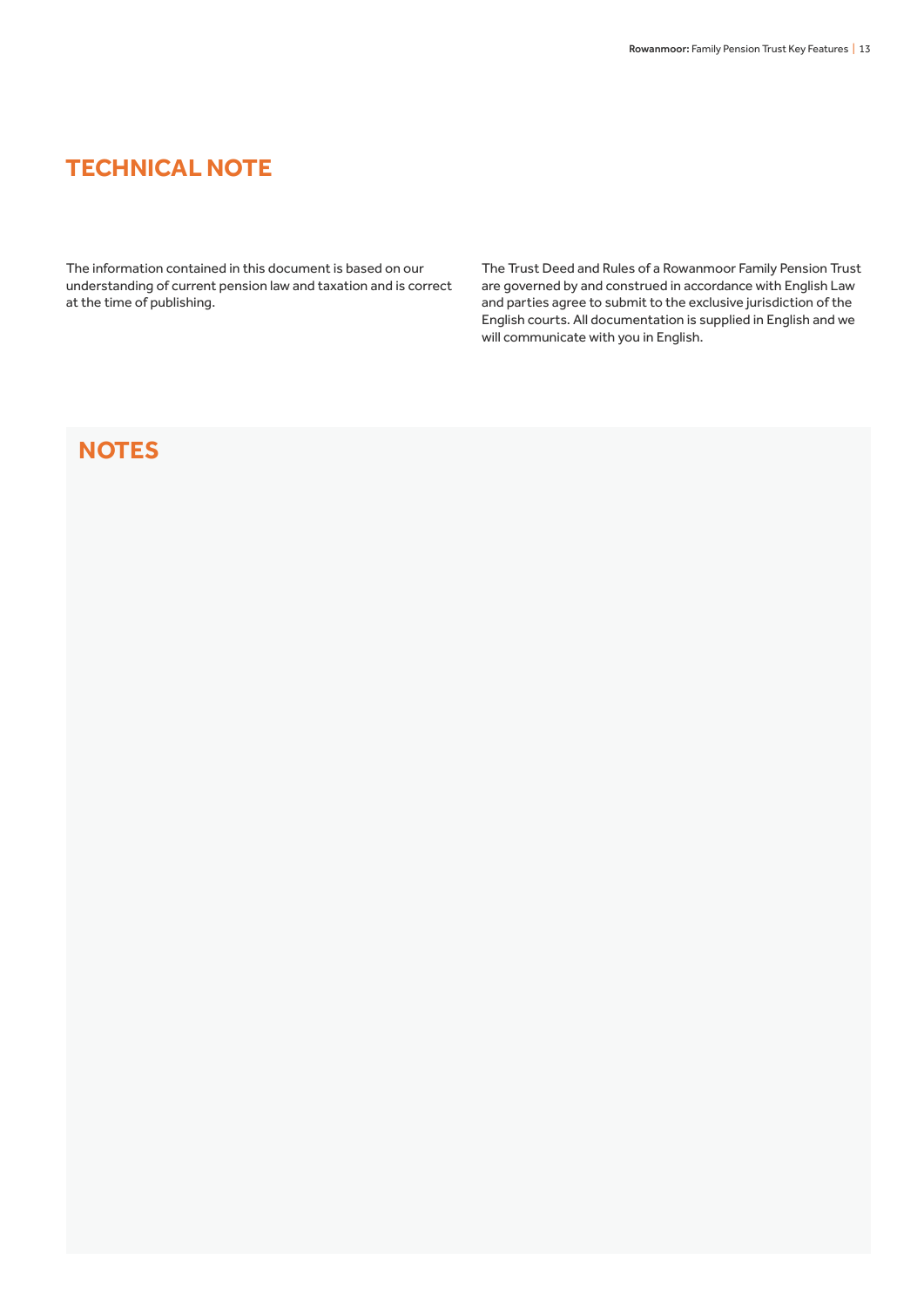# TECHNICAL NOTE

The information contained in this document is based on our understanding of current pension law and taxation and is correct at the time of publishing.

The Trust Deed and Rules of a Rowanmoor Family Pension Trust are governed by and construed in accordance with English Law and parties agree to submit to the exclusive jurisdiction of the English courts. All documentation is supplied in English and we will communicate with you in English.

## NOTES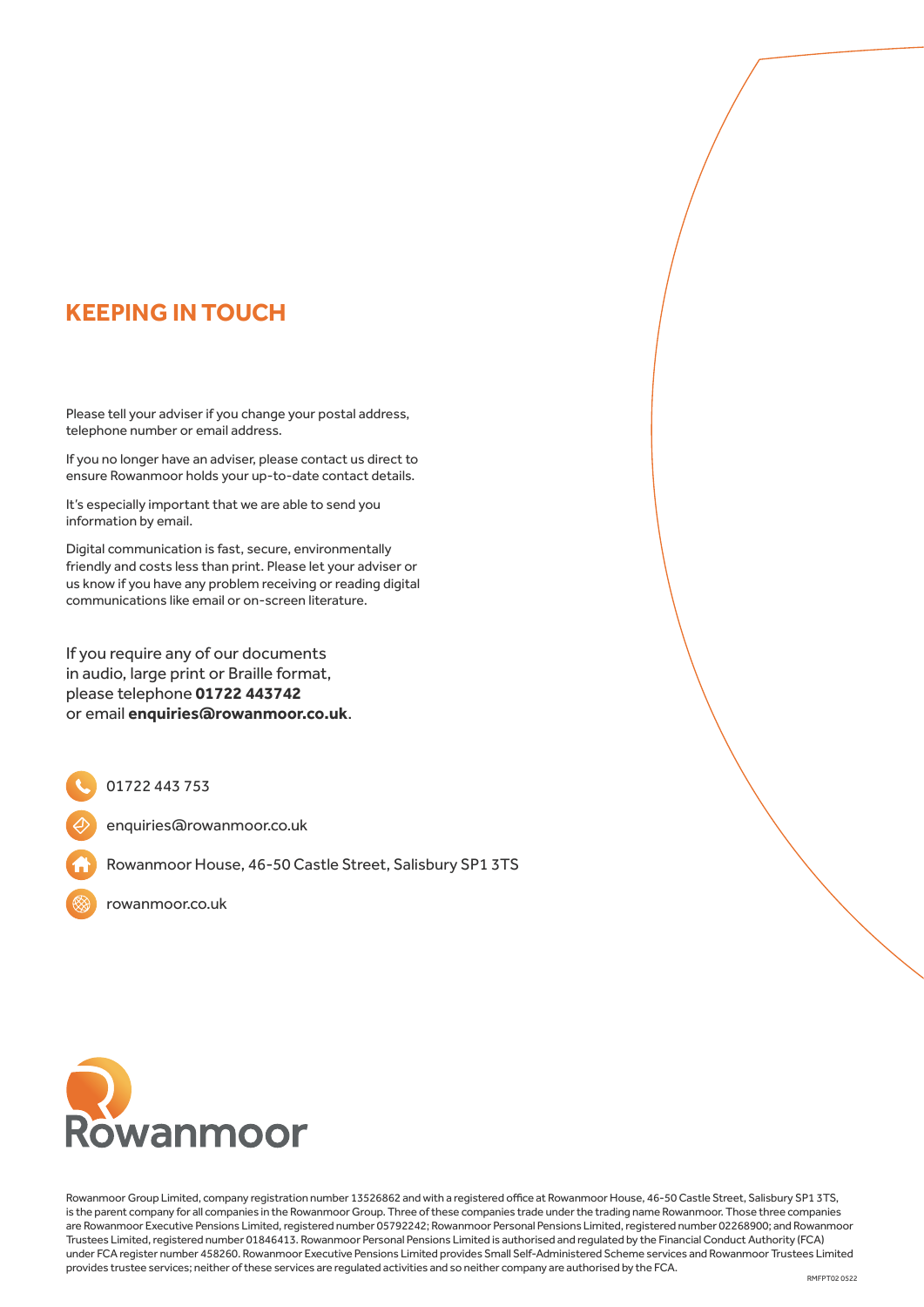## KEEPING IN TOUCH

Please tell your adviser if you change your postal address, telephone number or email address.

If you no longer have an adviser, please contact us direct to ensure Rowanmoor holds your up-to-date contact details.

It's especially important that we are able to send you information by email.

Digital communication is fast, secure, environmentally friendly and costs less than print. Please let your adviser or us know if you have any problem receiving or reading digital communications like email or on-screen literature.

If you require any of our documents in audio, large print or Braille format, please telephone **01722 443742** or email **enquiries@rowanmoor.co.uk**.

01722 443 753

enquiries@rowanmoor.co.uk

Rowanmoor House, 46-50 Castle Street, Salisbury SP1 3TS

rowanmoor.co.uk

Rowanmoor

Rowanmoor Group Limited, company registration number 13526862 and with a registered office at Rowanmoor House, 46-50 Castle Street, Salisbury SP1 3TS, is the parent company for all companies in the Rowanmoor Group. Three of these companies trade under the trading name Rowanmoor. Those three companies are Rowanmoor Executive Pensions Limited, registered number 05792242; Rowanmoor Personal Pensions Limited, registered number 02268900; and Rowanmoor Trustees Limited, registered number 01846413. Rowanmoor Personal Pensions Limited is authorised and regulated by the Financial Conduct Authority (FCA) under FCA register number 458260. Rowanmoor Executive Pensions Limited provides Small Self-Administered Scheme services and Rowanmoor Trustees Limited provides trustee services; neither of these services are regulated activities and so neither company are authorised by the FCA.

RMFPT02 0522